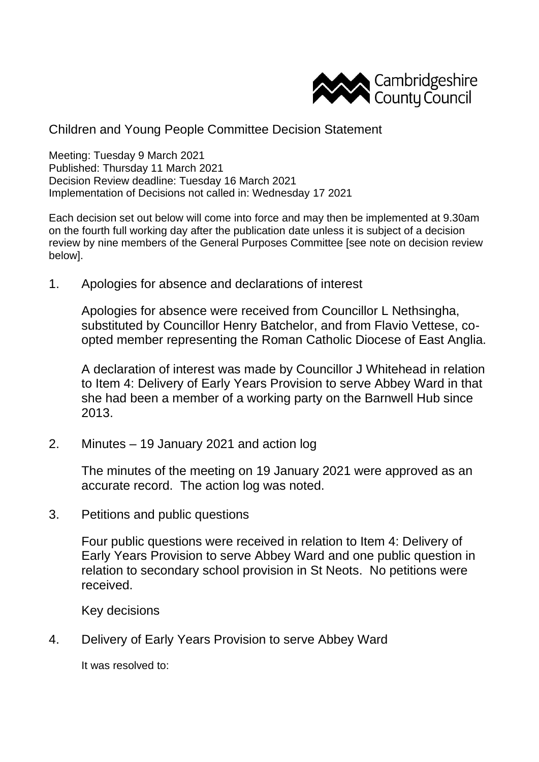Cambridgeshire County Council

# Children and Young People Committee Decision Statement

Meeting: Tuesday 9 March 2021
Published: Thursday 11 March 2021
Decision Review deadline: Tuesday 16 March 2021
Implementation of Decisions not called in: Wednesday 17 2021

Each decision set out below will come into force and may then be implemented at 9.30am on the fourth full working day after the publication date unless it is subject of a decision review by nine members of the General Purposes Committee [see note on decision review below].

1. Apologies for absence and declarations of interest

   Apologies for absence were received from Councillor L Nethsingha, substituted by Councillor Henry Batchelor, and from Flavio Vettese, co-opted member representing the Roman Catholic Diocese of East Anglia.

   A declaration of interest was made by Councillor J Whitehead in relation to Item 4: Delivery of Early Years Provision to serve Abbey Ward in that she had been a member of a working party on the Barnwell Hub since 2013.

2. Minutes – 19 January 2021 and action log

   The minutes of the meeting on 19 January 2021 were approved as an accurate record. The action log was noted.

3. Petitions and public questions

   Four public questions were received in relation to Item 4: Delivery of Early Years Provision to serve Abbey Ward and one public question in relation to secondary school provision in St Neots. No petitions were received.

   Key decisions

4. Delivery of Early Years Provision to serve Abbey Ward

   It was resolved to: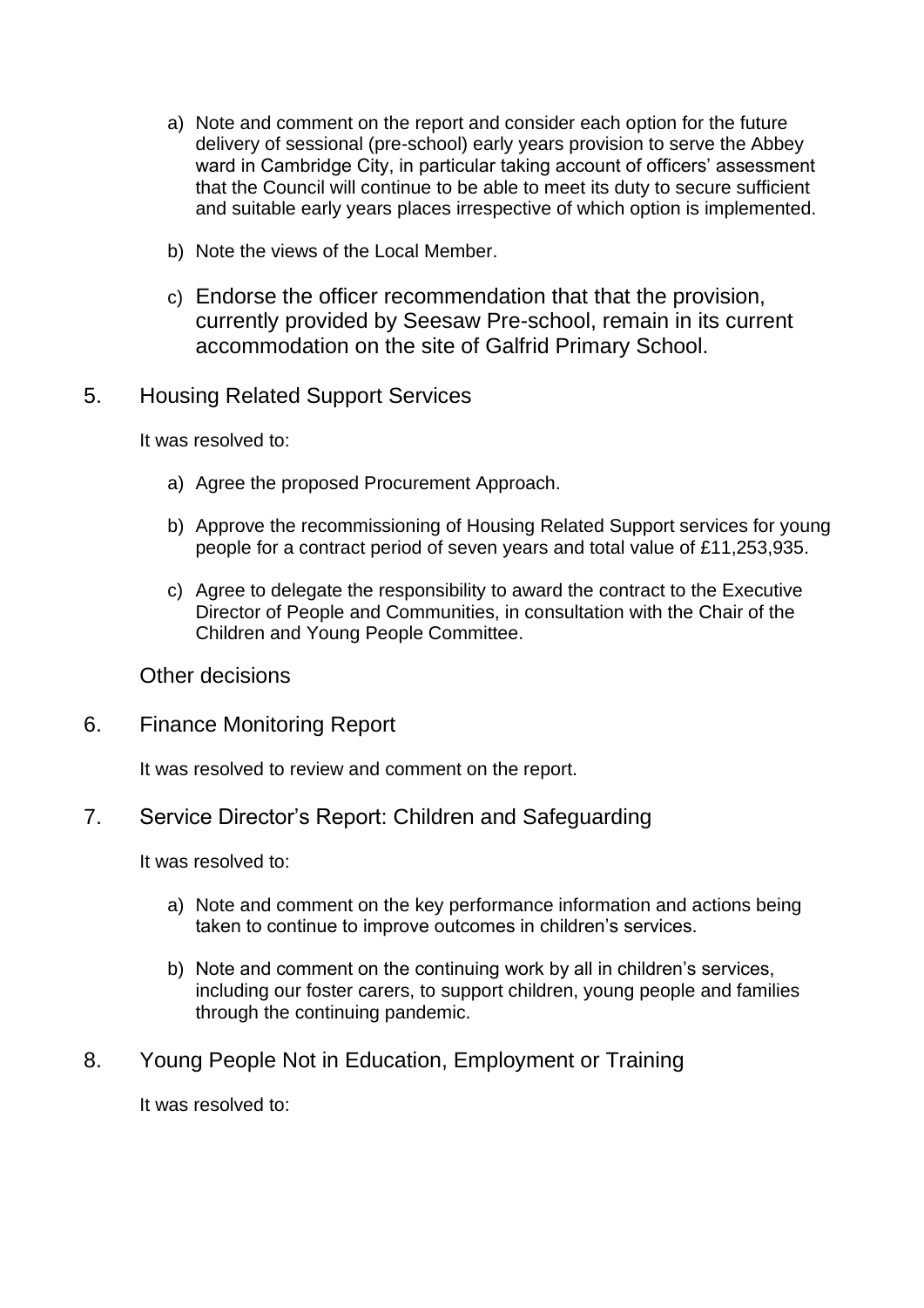a) Note and comment on the report and consider each option for the future delivery of sessional (pre-school) early years provision to serve the Abbey ward in Cambridge City, in particular taking account of officers' assessment that the Council will continue to be able to meet its duty to secure sufficient and suitable early years places irrespective of which option is implemented.

b) Note the views of the Local Member.

c) Endorse the officer recommendation that that the provision, currently provided by Seesaw Pre-school, remain in its current accommodation on the site of Galfrid Primary School.

## 5. Housing Related Support Services

It was resolved to:

a) Agree the proposed Procurement Approach.

b) Approve the recommissioning of Housing Related Support services for young people for a contract period of seven years and total value of £11,253,935.

c) Agree to delegate the responsibility to award the contract to the Executive Director of People and Communities, in consultation with the Chair of the Children and Young People Committee.

## Other decisions

## 6. Finance Monitoring Report

It was resolved to review and comment on the report.

## 7. Service Director's Report: Children and Safeguarding

It was resolved to:

a) Note and comment on the key performance information and actions being taken to continue to improve outcomes in children's services.

b) Note and comment on the continuing work by all in children's services, including our foster carers, to support children, young people and families through the continuing pandemic.

## 8. Young People Not in Education, Employment or Training

It was resolved to: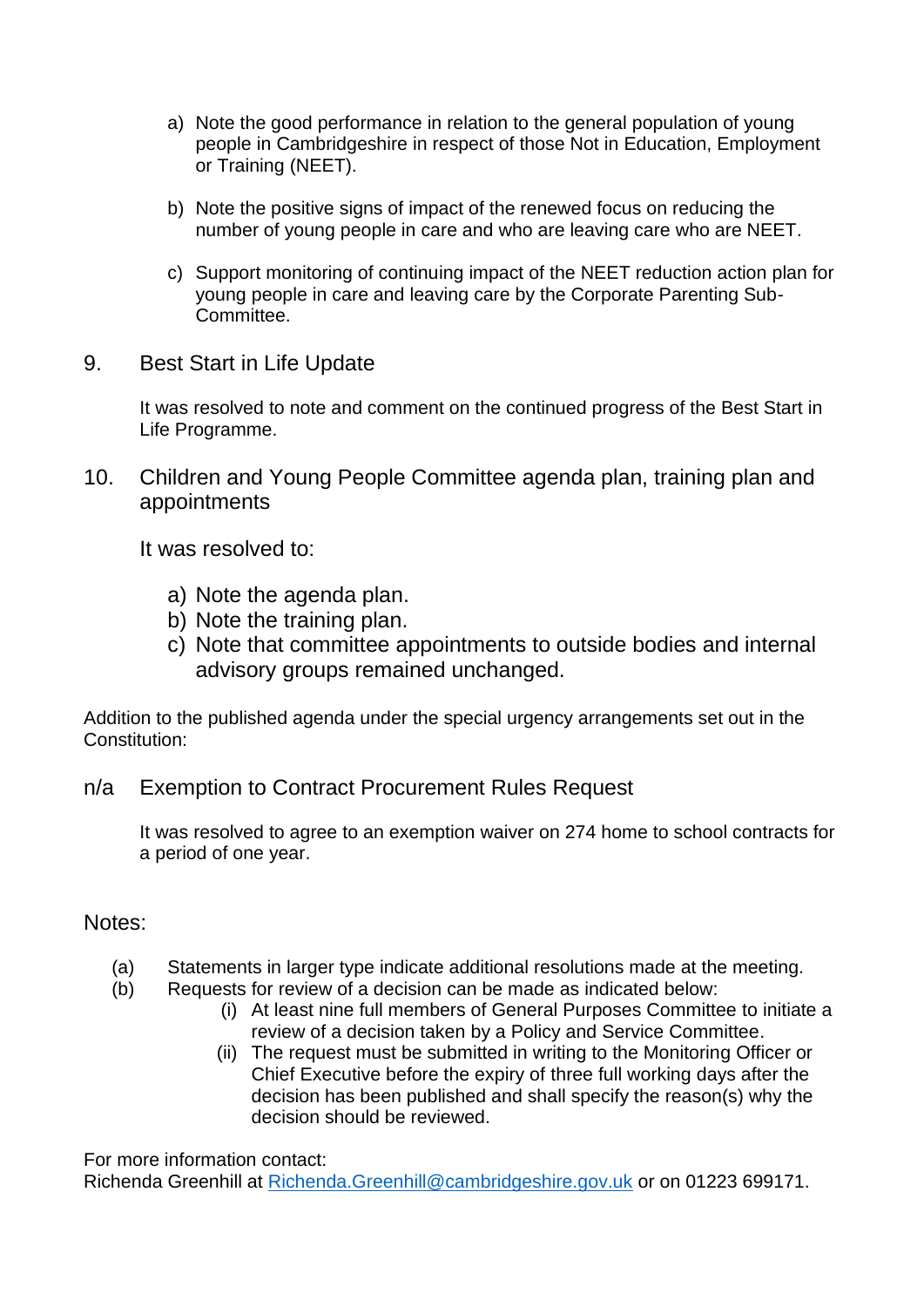a) Note the good performance in relation to the general population of young people in Cambridgeshire in respect of those Not in Education, Employment or Training (NEET).

b) Note the positive signs of impact of the renewed focus on reducing the number of young people in care and who are leaving care who are NEET.

c) Support monitoring of continuing impact of the NEET reduction action plan for young people in care and leaving care by the Corporate Parenting Sub-Committee.

## 9. Best Start in Life Update

It was resolved to note and comment on the continued progress of the Best Start in Life Programme.

## 10. Children and Young People Committee agenda plan, training plan and appointments

It was resolved to:

a) Note the agenda plan.
b) Note the training plan.
c) Note that committee appointments to outside bodies and internal advisory groups remained unchanged.

Addition to the published agenda under the special urgency arrangements set out in the Constitution:

## n/a Exemption to Contract Procurement Rules Request

It was resolved to agree to an exemption waiver on 274 home to school contracts for a period of one year.

## Notes:

(a) Statements in larger type indicate additional resolutions made at the meeting.
(b) Requests for review of a decision can be made as indicated below:
   (i) At least nine full members of General Purposes Committee to initiate a review of a decision taken by a Policy and Service Committee.
   (ii) The request must be submitted in writing to the Monitoring Officer or Chief Executive before the expiry of three full working days after the decision has been published and shall specify the reason(s) why the decision should be reviewed.

For more information contact:
Richenda Greenhill at Richenda.Greenhill@cambridgeshire.gov.uk or on 01223 699171.